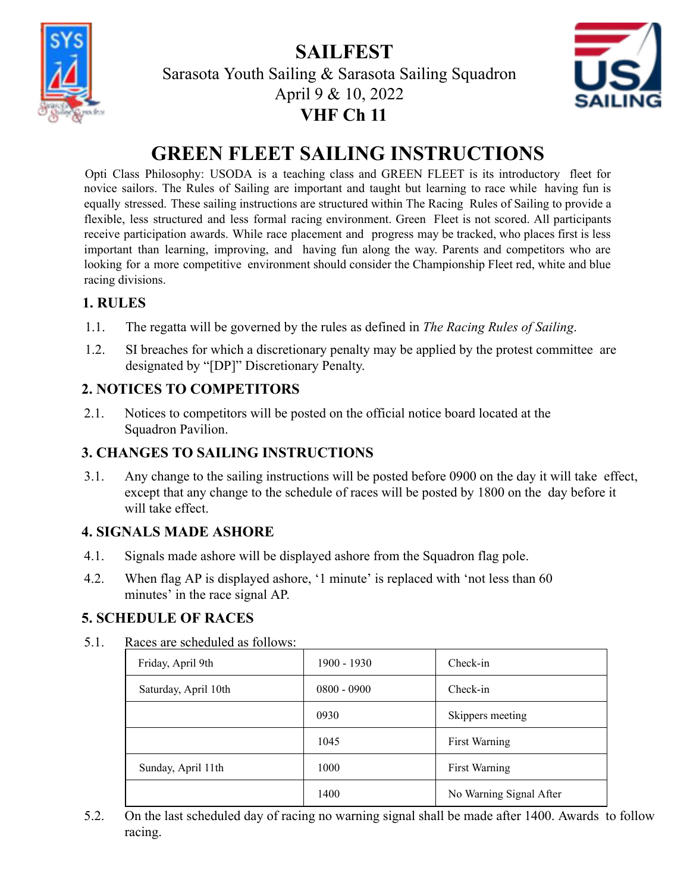# SAILFEST

Sarasota Youth Sailing & Sarasota Sailing Squadron

April 9 & 10, 2022

**VHF Ch 11**

# GREEN FLEET SAILING INSTRUCTIONS

Opti Class Philosophy: USODA is a teaching class and GREEN FLEET is its introductory fleet for novice sailors. The Rules of Sailing are important and taught but learning to race while having fun is equally stressed. These sailing instructions are structured within The Racing Rules of Sailing to provide a flexible, less structured and less formal racing environment. Green Fleet is not scored. All participants receive participation awards. While race placement and progress may be tracked, who places first is less important than learning, improving, and having fun along the way. Parents and competitors who are looking for a more competitive environment should consider the Championship Fleet red, white and blue racing divisions.

## 1. RULES

1.1. The regatta will be governed by the rules as defined in *The Racing Rules of Sailing*.

1.2. SI breaches for which a discretionary penalty may be applied by the protest committee are designated by "[DP]" Discretionary Penalty.

## 2. NOTICES TO COMPETITORS

2.1. Notices to competitors will be posted on the official notice board located at the Squadron Pavilion.

## 3. CHANGES TO SAILING INSTRUCTIONS

3.1. Any change to the sailing instructions will be posted before 0900 on the day it will take effect, except that any change to the schedule of races will be posted by 1800 on the day before it will take effect.

## 4. SIGNALS MADE ASHORE

4.1. Signals made ashore will be displayed ashore from the Squadron flag pole.

4.2. When flag AP is displayed ashore, '1 minute' is replaced with 'not less than 60 minutes' in the race signal AP.

## 5. SCHEDULE OF RACES

5.1. Races are scheduled as follows:

| Friday, April 9th | 1900 - 1930 | Check-in |
|---|---|---|
| Saturday, April 10th | 0800 - 0900 | Check-in |
| | 0930 | Skippers meeting |
| | 1045 | First Warning |
| Sunday, April 11th | 1000 | First Warning |
| | 1400 | No Warning Signal After |

5.2. On the last scheduled day of racing no warning signal shall be made after 1400. Awards to follow racing.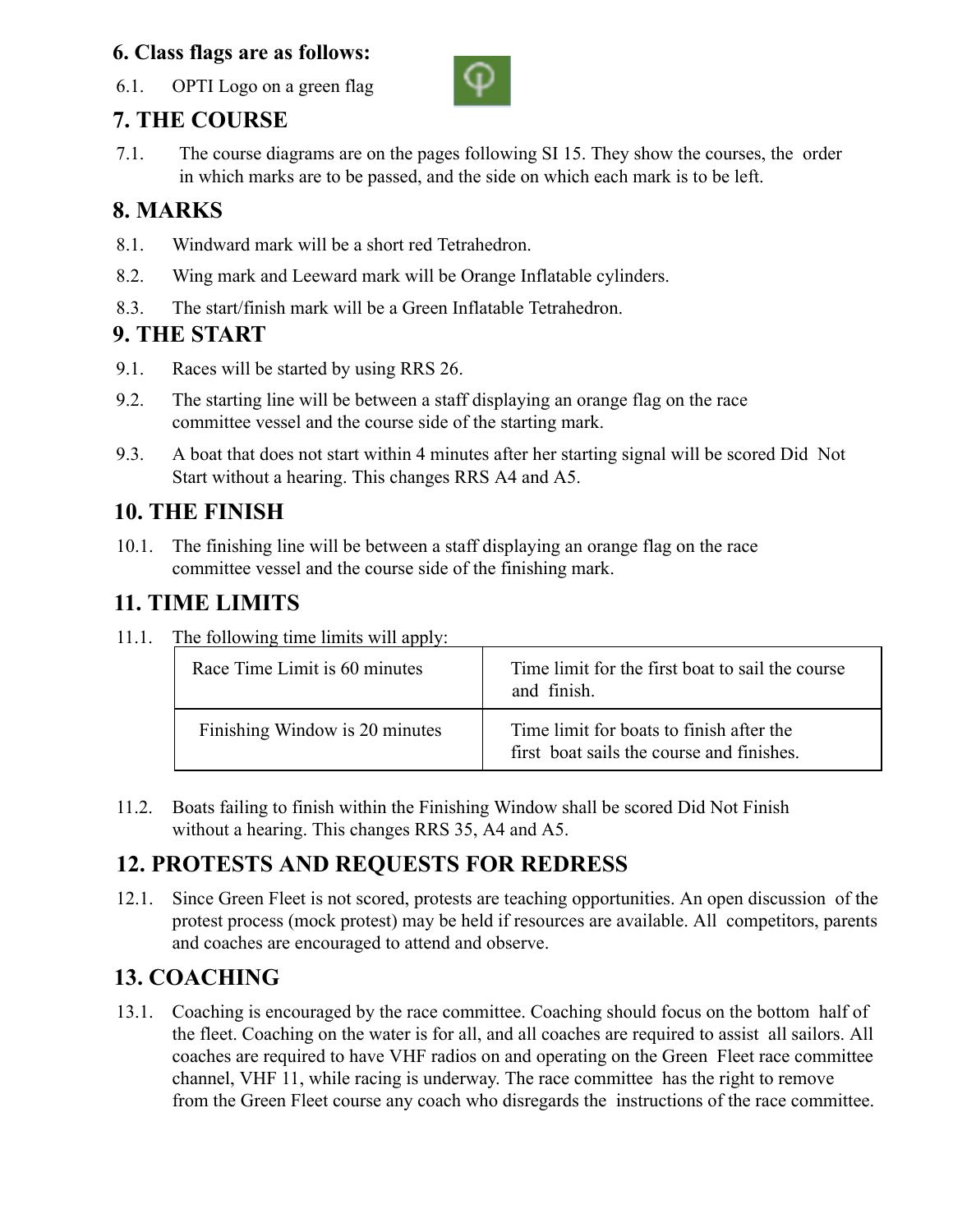## 6. Class flags are as follows:

6.1. OPTI Logo on a green flag

## 7. THE COURSE

7.1. The course diagrams are on the pages following SI 15. They show the courses, the order in which marks are to be passed, and the side on which each mark is to be left.

## 8. MARKS

8.1. Windward mark will be a short red Tetrahedron.

8.2. Wing mark and Leeward mark will be Orange Inflatable cylinders.

8.3. The start/finish mark will be a Green Inflatable Tetrahedron.

## 9. THE START

9.1. Races will be started by using RRS 26.

9.2. The starting line will be between a staff displaying an orange flag on the race committee vessel and the course side of the starting mark.

9.3. A boat that does not start within 4 minutes after her starting signal will be scored Did Not Start without a hearing. This changes RRS A4 and A5.

## 10. THE FINISH

10.1. The finishing line will be between a staff displaying an orange flag on the race committee vessel and the course side of the finishing mark.

## 11. TIME LIMITS

11.1. The following time limits will apply:

| | |
|---|---|
| Race Time Limit is 60 minutes | Time limit for the first boat to sail the course and finish. |
| Finishing Window is 20 minutes | Time limit for boats to finish after the first boat sails the course and finishes. |

11.2. Boats failing to finish within the Finishing Window shall be scored Did Not Finish without a hearing. This changes RRS 35, A4 and A5.

## 12. PROTESTS AND REQUESTS FOR REDRESS

12.1. Since Green Fleet is not scored, protests are teaching opportunities. An open discussion of the protest process (mock protest) may be held if resources are available. All competitors, parents and coaches are encouraged to attend and observe.

## 13. COACHING

13.1. Coaching is encouraged by the race committee. Coaching should focus on the bottom half of the fleet. Coaching on the water is for all, and all coaches are required to assist all sailors. All coaches are required to have VHF radios on and operating on the Green Fleet race committee channel, VHF 11, while racing is underway. The race committee has the right to remove from the Green Fleet course any coach who disregards the instructions of the race committee.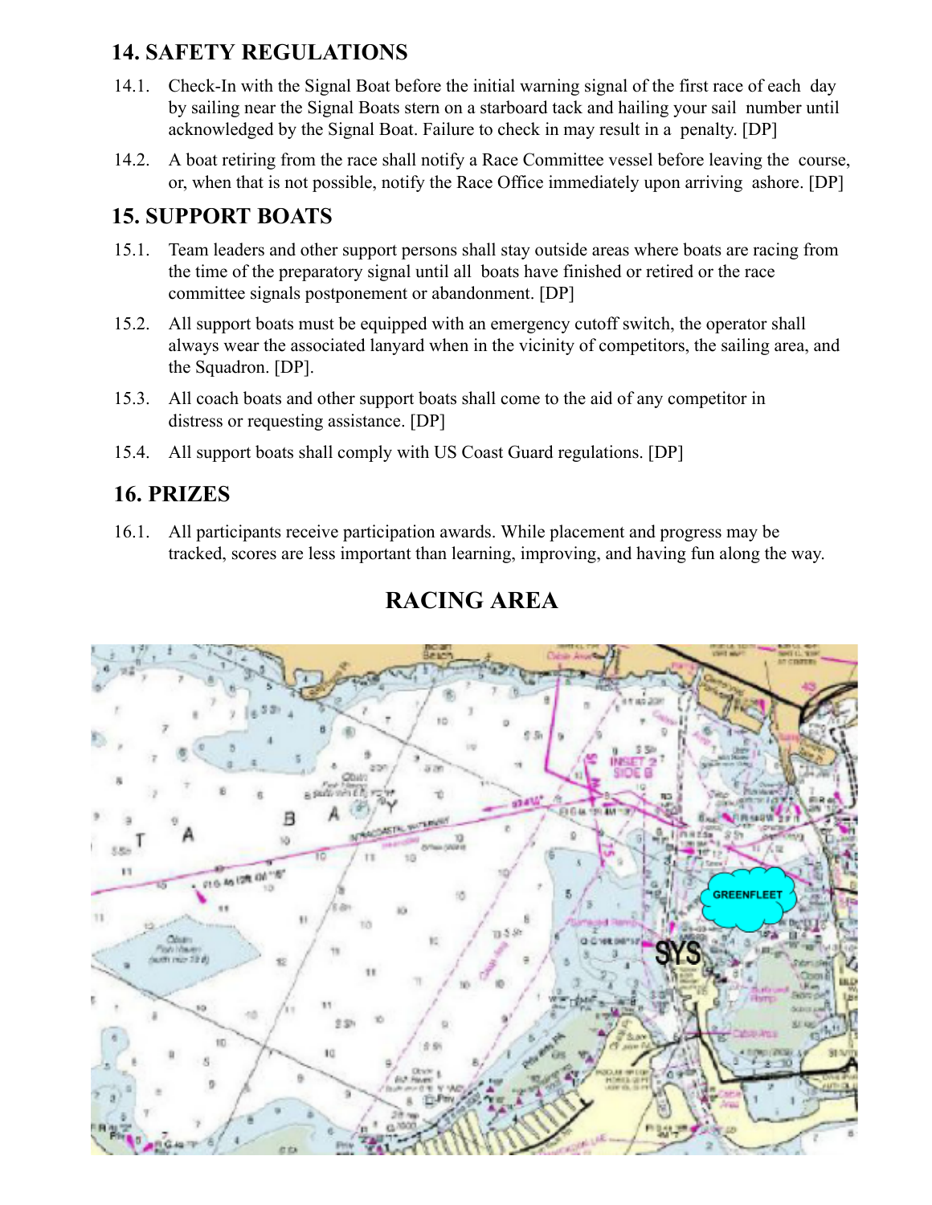## 14. SAFETY REGULATIONS

14.1. Check-In with the Signal Boat before the initial warning signal of the first race of each day by sailing near the Signal Boats stern on a starboard tack and hailing your sail number until acknowledged by the Signal Boat. Failure to check in may result in a penalty. [DP]

14.2. A boat retiring from the race shall notify a Race Committee vessel before leaving the course, or, when that is not possible, notify the Race Office immediately upon arriving ashore. [DP]

## 15. SUPPORT BOATS

15.1. Team leaders and other support persons shall stay outside areas where boats are racing from the time of the preparatory signal until all boats have finished or retired or the race committee signals postponement or abandonment. [DP]

15.2. All support boats must be equipped with an emergency cutoff switch, the operator shall always wear the associated lanyard when in the vicinity of competitors, the sailing area, and the Squadron. [DP].

15.3. All coach boats and other support boats shall come to the aid of any competitor in distress or requesting assistance. [DP]

15.4. All support boats shall comply with US Coast Guard regulations. [DP]

## 16. PRIZES

16.1. All participants receive participation awards. While placement and progress may be tracked, scores are less important than learning, improving, and having fun along the way.

## RACING AREA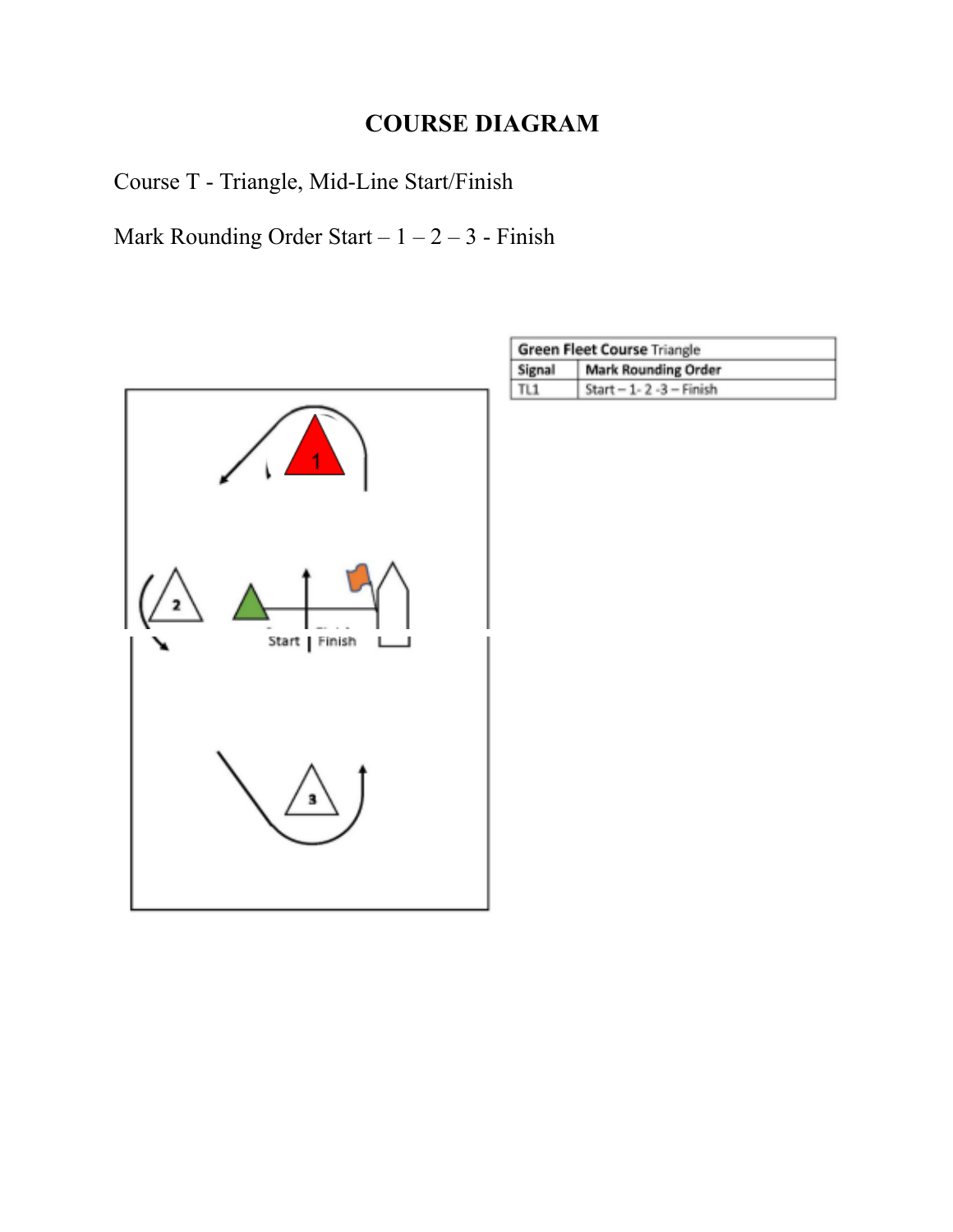# COURSE DIAGRAM

Course T - Triangle, Mid-Line Start/Finish

Mark Rounding Order Start – 1 – 2 – 3 - Finish

| Green Fleet Course Triangle | |
|---|---|
| Signal | Mark Rounding Order |
| TL1 | Start – 1- 2 -3 – Finish |

1

2

Start | Finish

3